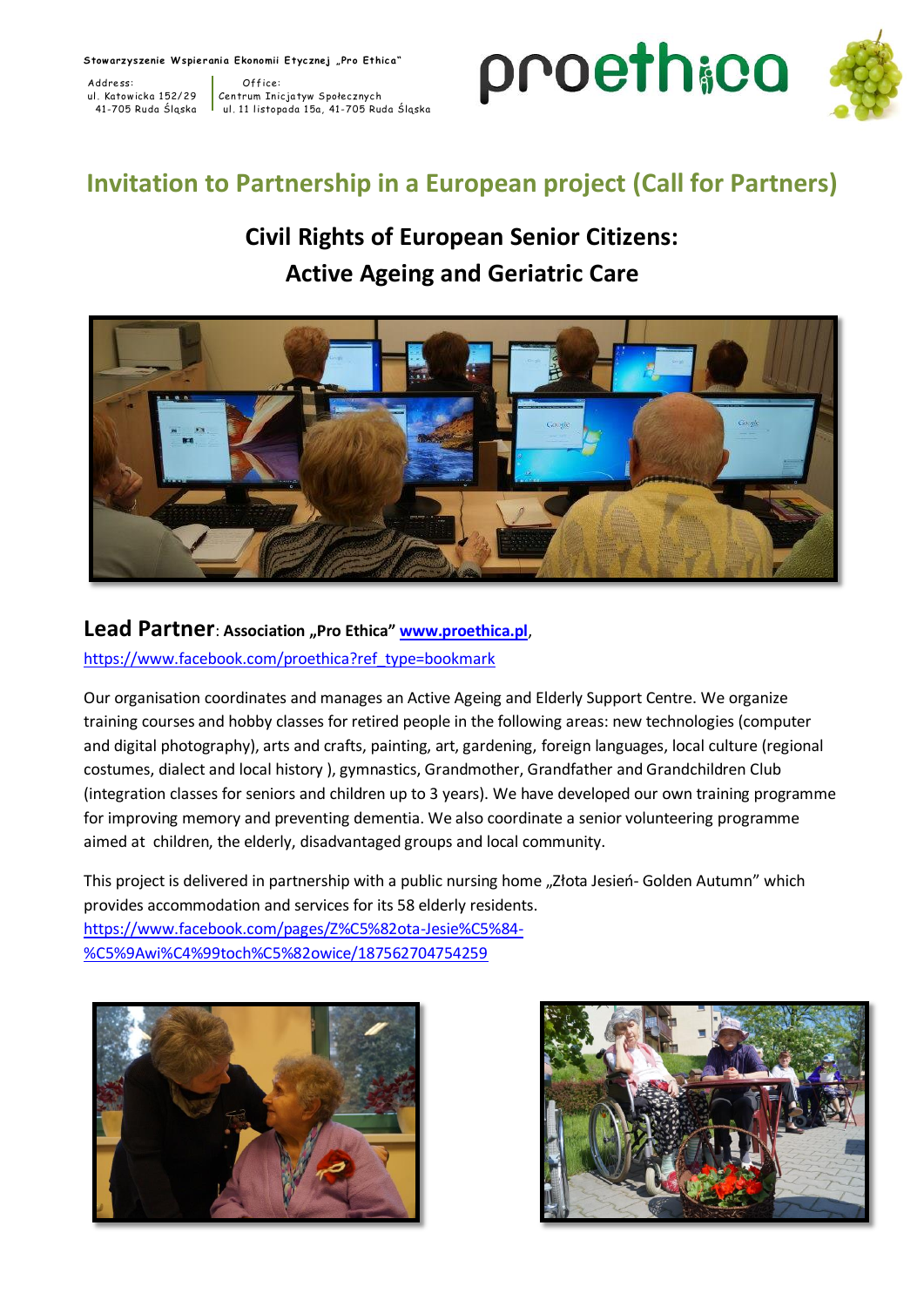**Stowarzyszenie Wspierania Ekonomii Etycznej „Pro Ethica"**

Address:
ul. Katowicka 152/29
41-705 Ruda Śląska

Office:
Centrum Inicjatyw Społecznych
ul. 11 listopada 15a, 41-705 Ruda Śląska

proethica

## Invitation to Partnership in a European project (Call for Partners)

# Civil Rights of European Senior Citizens: Active Ageing and Geriatric Care

**Lead Partner**: **Association „Pro Ethica" www.proethica.pl**, https://www.facebook.com/proethica?ref_type=bookmark

Our organisation coordinates and manages an Active Ageing and Elderly Support Centre. We organize training courses and hobby classes for retired people in the following areas: new technologies (computer and digital photography), arts and crafts, painting, art, gardening, foreign languages, local culture (regional costumes, dialect and local history ), gymnastics, Grandmother, Grandfather and Grandchildren Club (integration classes for seniors and children up to 3 years). We have developed our own training programme for improving memory and preventing dementia. We also coordinate a senior volunteering programme aimed at children, the elderly, disadvantaged groups and local community.

This project is delivered in partnership with a public nursing home „Złota Jesień- Golden Autumn" which provides accommodation and services for its 58 elderly residents. https://www.facebook.com/pages/Z%C5%82ota-Jesie%C5%84-%C5%9Awi%C4%99toch%C5%82owice/187562704754259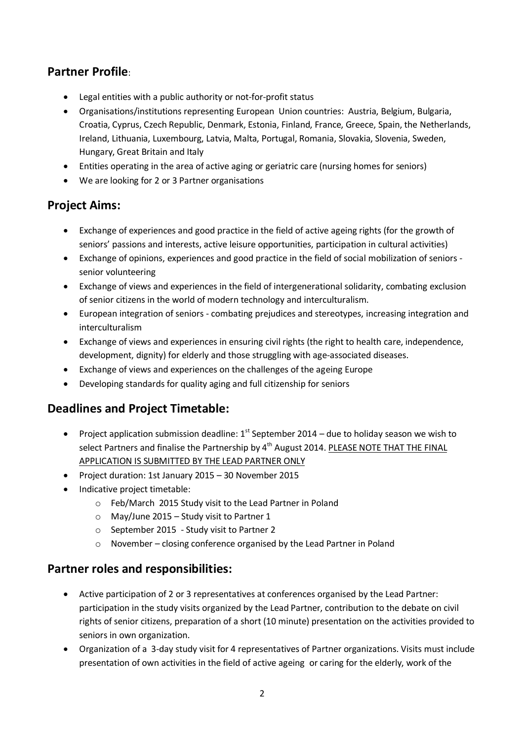## Partner Profile:

- Legal entities with a public authority or not-for-profit status
- Organisations/institutions representing European Union countries: Austria, Belgium, Bulgaria, Croatia, Cyprus, Czech Republic, Denmark, Estonia, Finland, France, Greece, Spain, the Netherlands, Ireland, Lithuania, Luxembourg, Latvia, Malta, Portugal, Romania, Slovakia, Slovenia, Sweden, Hungary, Great Britain and Italy
- Entities operating in the area of active aging or geriatric care (nursing homes for seniors)
- We are looking for 2 or 3 Partner organisations

## Project Aims:

- Exchange of experiences and good practice in the field of active ageing rights (for the growth of seniors' passions and interests, active leisure opportunities, participation in cultural activities)
- Exchange of opinions, experiences and good practice in the field of social mobilization of seniors - senior volunteering
- Exchange of views and experiences in the field of intergenerational solidarity, combating exclusion of senior citizens in the world of modern technology and interculturalism.
- European integration of seniors - combating prejudices and stereotypes, increasing integration and interculturalism
- Exchange of views and experiences in ensuring civil rights (the right to health care, independence, development, dignity) for elderly and those struggling with age-associated diseases.
- Exchange of views and experiences on the challenges of the ageing Europe
- Developing standards for quality aging and full citizenship for seniors

## Deadlines and Project Timetable:

- Project application submission deadline: 1st September 2014 – due to holiday season we wish to select Partners and finalise the Partnership by 4th August 2014. <u>PLEASE NOTE THAT THE FINAL APPLICATION IS SUBMITTED BY THE LEAD PARTNER ONLY</u>
- Project duration: 1st January 2015 – 30 November 2015
- Indicative project timetable:
  - Feb/March 2015 Study visit to the Lead Partner in Poland
  - May/June 2015 – Study visit to Partner 1
  - September 2015 - Study visit to Partner 2
  - November – closing conference organised by the Lead Partner in Poland

## Partner roles and responsibilities:

- Active participation of 2 or 3 representatives at conferences organised by the Lead Partner: participation in the study visits organized by the Lead Partner, contribution to the debate on civil rights of senior citizens, preparation of a short (10 minute) presentation on the activities provided to seniors in own organization.
- Organization of a 3-day study visit for 4 representatives of Partner organizations. Visits must include presentation of own activities in the field of active ageing or caring for the elderly, work of the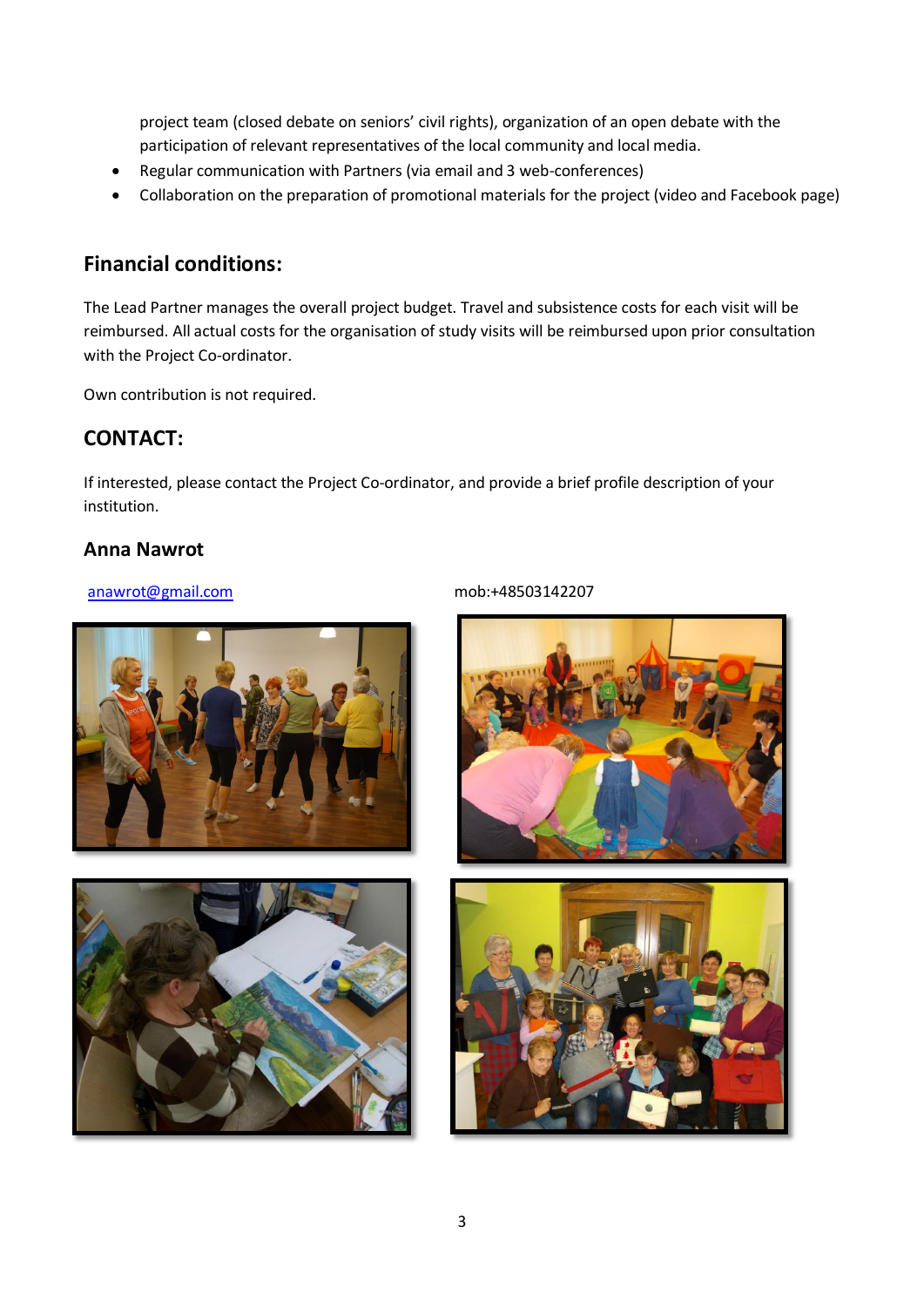project team (closed debate on seniors' civil rights), organization of an open debate with the participation of relevant representatives of the local community and local media.

- Regular communication with Partners (via email and 3 web-conferences)
- Collaboration on the preparation of promotional materials for the project (video and Facebook page)

## Financial conditions:

The Lead Partner manages the overall project budget. Travel and subsistence costs for each visit will be reimbursed. All actual costs for the organisation of study visits will be reimbursed upon prior consultation with the Project Co-ordinator.

Own contribution is not required.

## CONTACT:

If interested, please contact the Project Co-ordinator, and provide a brief profile description of your institution.

### Anna Nawrot

anawrot@gmail.com

mob:+48503142207